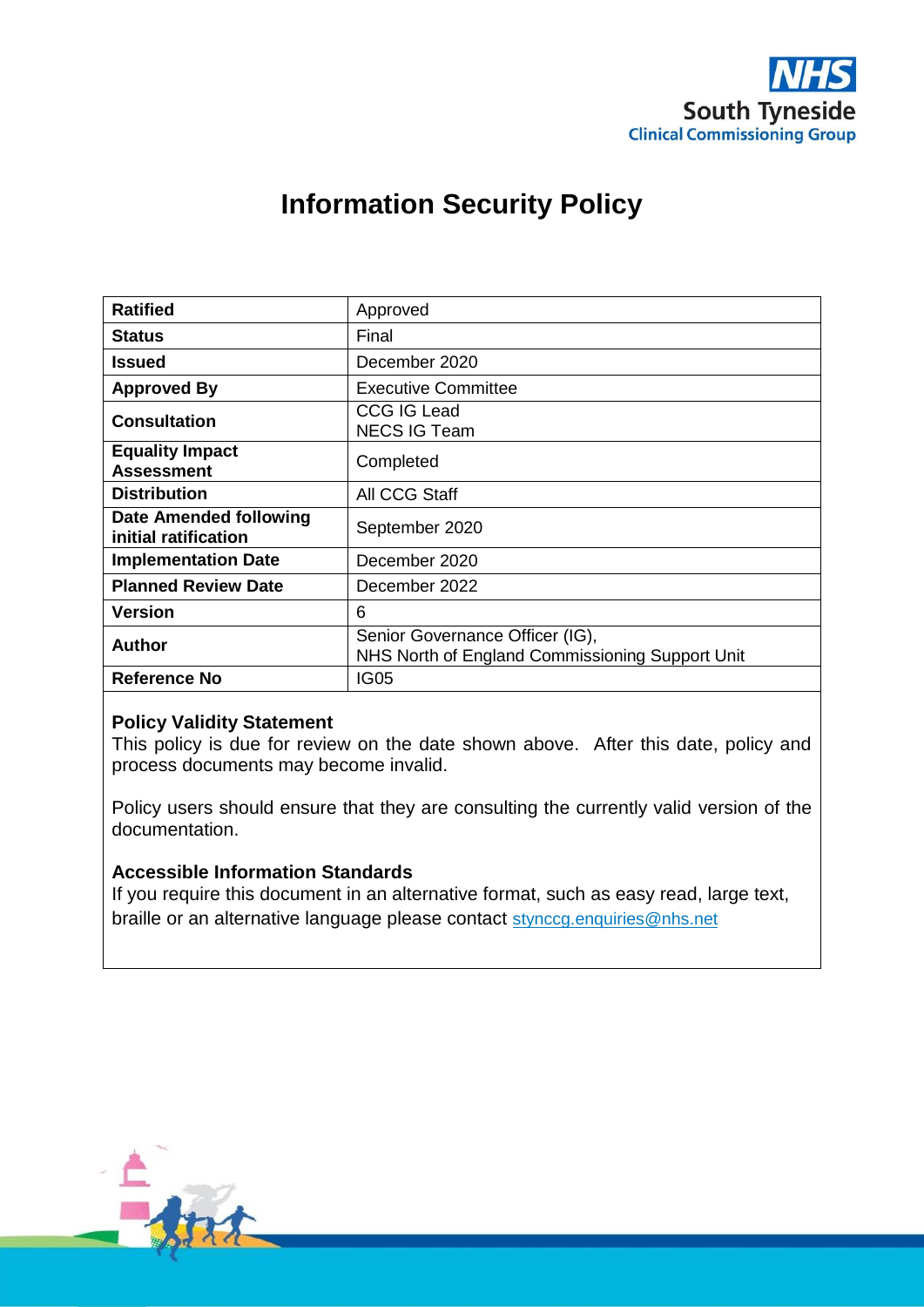NHS South Tyneside Clinical Commissioning Group

# Information Security Policy

| | |
|---|---|
| **Ratified** | Approved |
| **Status** | Final |
| **Issued** | December 2020 |
| **Approved By** | Executive Committee |
| **Consultation** | CCG IG Lead<br>NECS IG Team |
| **Equality Impact Assessment** | Completed |
| **Distribution** | All CCG Staff |
| **Date Amended following initial ratification** | September 2020 |
| **Implementation Date** | December 2020 |
| **Planned Review Date** | December 2022 |
| **Version** | 6 |
| **Author** | Senior Governance Officer (IG),<br>NHS North of England Commissioning Support Unit |
| **Reference No** | IG05 |

**Policy Validity Statement**

This policy is due for review on the date shown above. After this date, policy and process documents may become invalid.

Policy users should ensure that they are consulting the currently valid version of the documentation.

**Accessible Information Standards**

If you require this document in an alternative format, such as easy read, large text, braille or an alternative language please contact stynccg.enquiries@nhs.net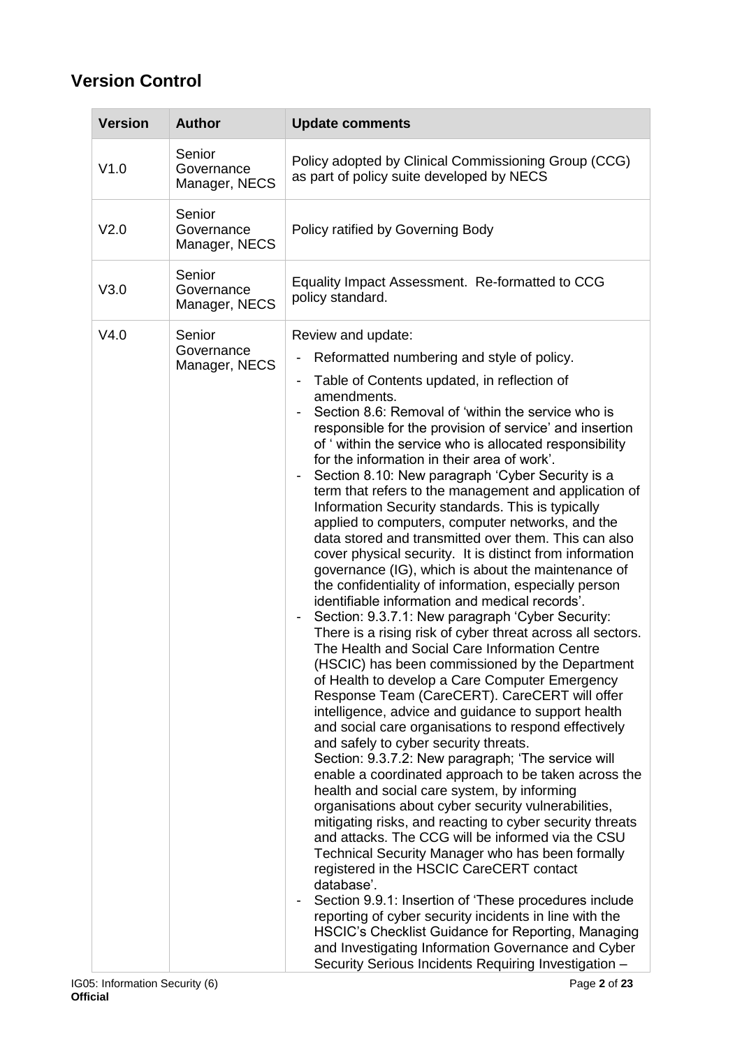## Version Control

| Version | Author | Update comments |
|---|---|---|
| V1.0 | Senior Governance Manager, NECS | Policy adopted by Clinical Commissioning Group (CCG) as part of policy suite developed by NECS |
| V2.0 | Senior Governance Manager, NECS | Policy ratified by Governing Body |
| V3.0 | Senior Governance Manager, NECS | Equality Impact Assessment. Re-formatted to CCG policy standard. |
| V4.0 | Senior Governance Manager, NECS | Review and update:<br>- Reformatted numbering and style of policy.<br>- Table of Contents updated, in reflection of amendments.<br>- Section 8.6: Removal of 'within the service who is responsible for the provision of service' and insertion of ' within the service who is allocated responsibility for the information in their area of work'.<br>- Section 8.10: New paragraph 'Cyber Security is a term that refers to the management and application of Information Security standards. This is typically applied to computers, computer networks, and the data stored and transmitted over them. This can also cover physical security. It is distinct from information governance (IG), which is about the maintenance of the confidentiality of information, especially person identifiable information and medical records'.<br>- Section: 9.3.7.1: New paragraph 'Cyber Security: There is a rising risk of cyber threat across all sectors. The Health and Social Care Information Centre (HSCIC) has been commissioned by the Department of Health to develop a Care Computer Emergency Response Team (CareCERT). CareCERT will offer intelligence, advice and guidance to support health and social care organisations to respond effectively and safely to cyber security threats.<br>Section: 9.3.7.2: New paragraph; 'The service will enable a coordinated approach to be taken across the health and social care system, by informing organisations about cyber security vulnerabilities, mitigating risks, and reacting to cyber security threats and attacks. The CCG will be informed via the CSU Technical Security Manager who has been formally registered in the HSCIC CareCERT contact database'.<br>- Section 9.9.1: Insertion of 'These procedures include reporting of cyber security incidents in line with the HSCIC's Checklist Guidance for Reporting, Managing and Investigating Information Governance and Cyber Security Serious Incidents Requiring Investigation – |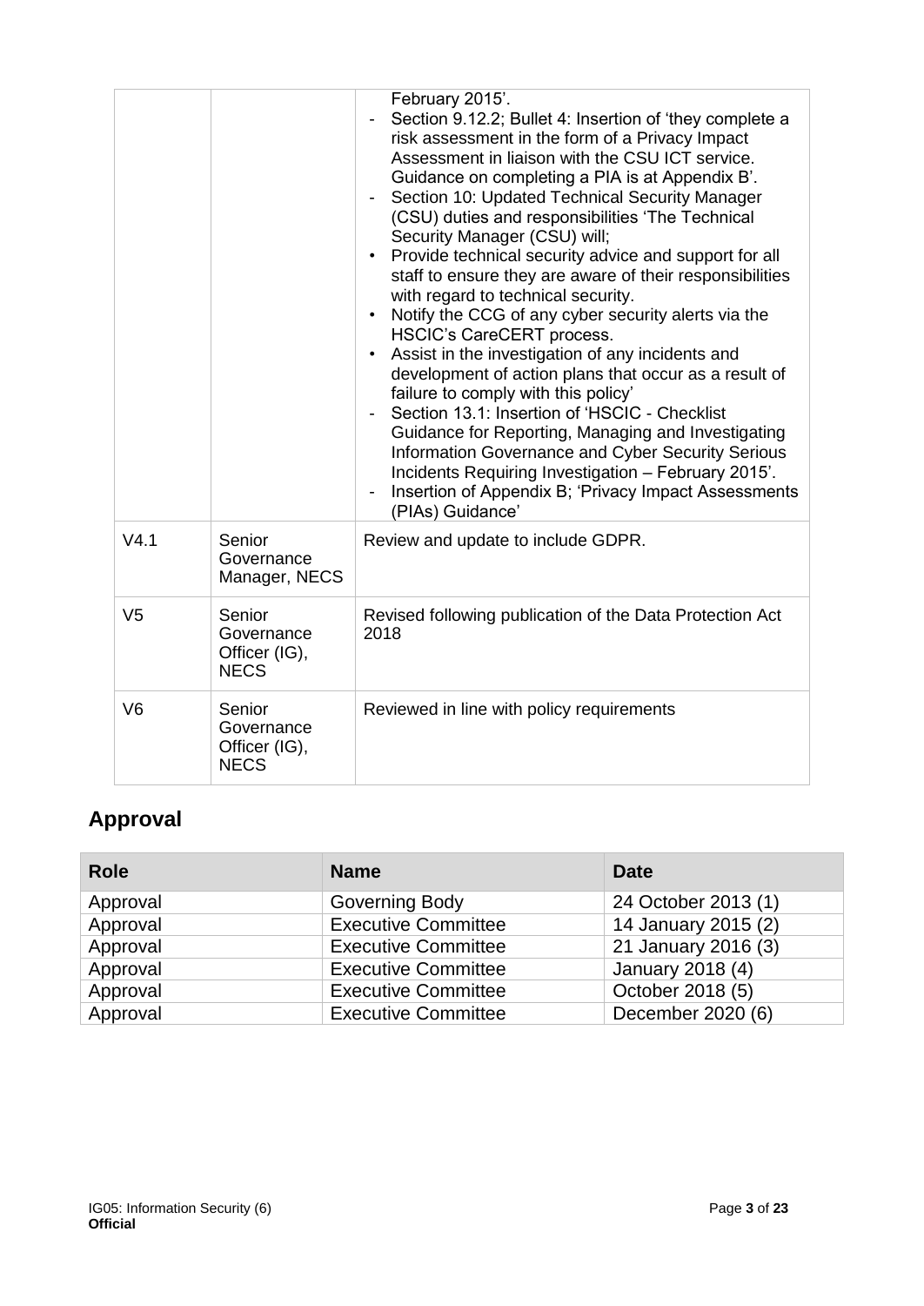| | | February 2015'.<br>- Section 9.12.2; Bullet 4: Insertion of 'they complete a risk assessment in the form of a Privacy Impact Assessment in liaison with the CSU ICT service. Guidance on completing a PIA is at Appendix B'.<br>- Section 10: Updated Technical Security Manager (CSU) duties and responsibilities 'The Technical Security Manager (CSU) will;<br>• Provide technical security advice and support for all staff to ensure they are aware of their responsibilities with regard to technical security.<br>• Notify the CCG of any cyber security alerts via the HSCIC's CareCERT process.<br>• Assist in the investigation of any incidents and development of action plans that occur as a result of failure to comply with this policy'<br>- Section 13.1: Insertion of 'HSCIC - Checklist Guidance for Reporting, Managing and Investigating Information Governance and Cyber Security Serious Incidents Requiring Investigation – February 2015'.<br>- Insertion of Appendix B; 'Privacy Impact Assessments (PIAs) Guidance' |
|---|---|---|
| V4.1 | Senior Governance Manager, NECS | Review and update to include GDPR. |
| V5 | Senior Governance Officer (IG), **NECS** | Revised following publication of the Data Protection Act 2018 |
| V6 | Senior Governance Officer (IG), **NECS** | Reviewed in line with policy requirements |

## Approval

| Role | Name | Date |
|---|---|---|
| Approval | Governing Body | 24 October 2013 (1) |
| Approval | Executive Committee | 14 January 2015 (2) |
| Approval | Executive Committee | 21 January 2016 (3) |
| Approval | Executive Committee | January 2018 (4) |
| Approval | Executive Committee | October 2018 (5) |
| Approval | Executive Committee | December 2020 (6) |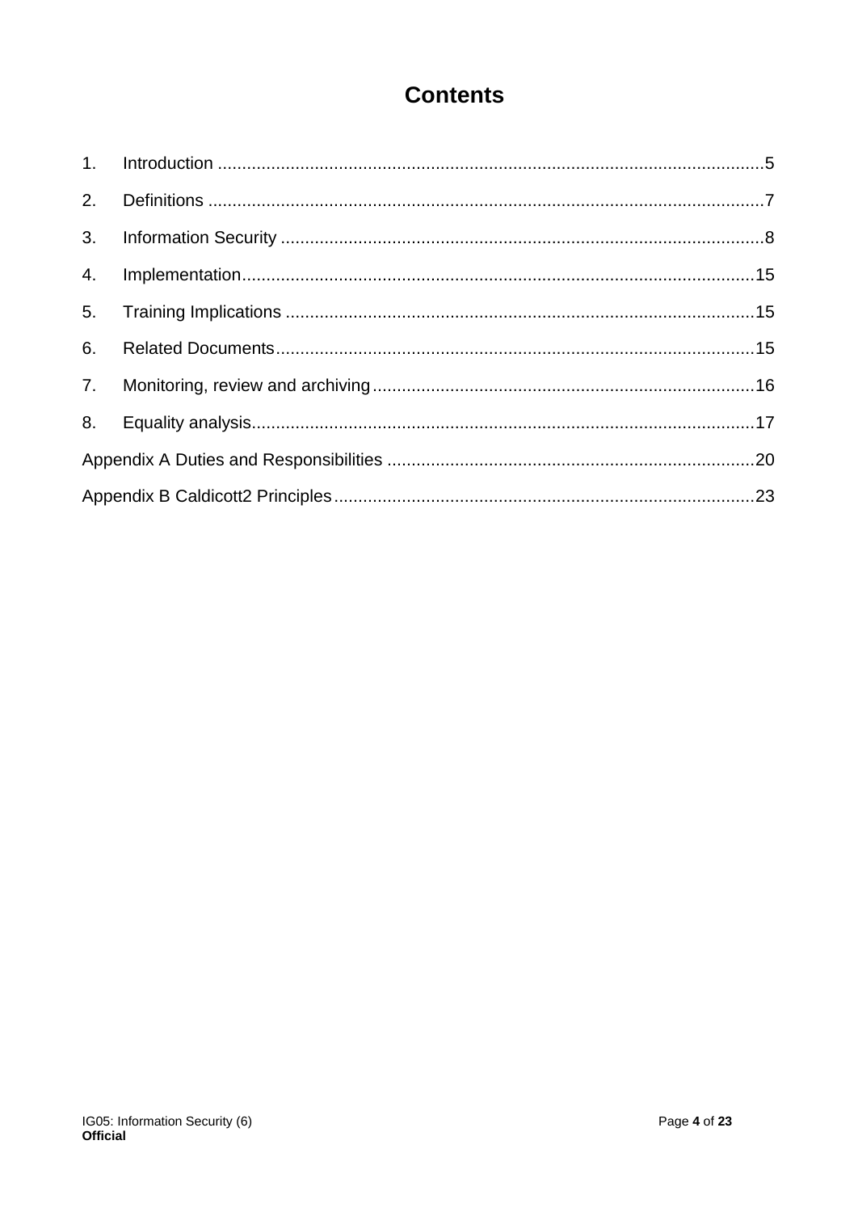# Contents

1. Introduction ....................................................................................................5
2. Definitions ......................................................................................................7
3. Information Security .......................................................................................8
4. Implementation...............................................................................................15
5. Training Implications ......................................................................................15
6. Related Documents.........................................................................................15
7. Monitoring, review and archiving.....................................................................16
8. Equality analysis..............................................................................................17

Appendix A Duties and Responsibilities ..............................................................20

Appendix B Caldicott2 Principles .......................................................................23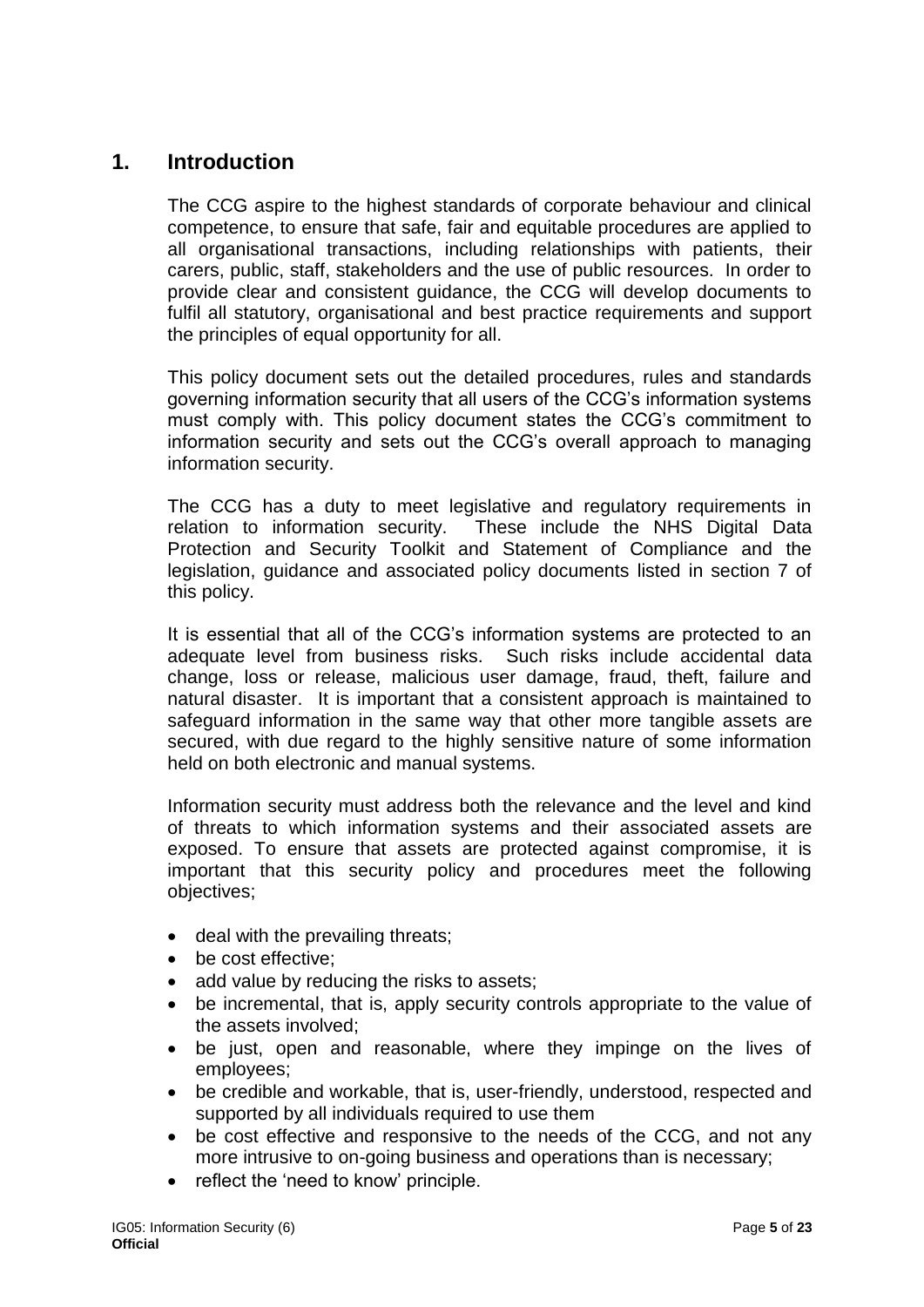## 1. Introduction

The CCG aspire to the highest standards of corporate behaviour and clinical competence, to ensure that safe, fair and equitable procedures are applied to all organisational transactions, including relationships with patients, their carers, public, staff, stakeholders and the use of public resources. In order to provide clear and consistent guidance, the CCG will develop documents to fulfil all statutory, organisational and best practice requirements and support the principles of equal opportunity for all.

This policy document sets out the detailed procedures, rules and standards governing information security that all users of the CCG's information systems must comply with. This policy document states the CCG's commitment to information security and sets out the CCG's overall approach to managing information security.

The CCG has a duty to meet legislative and regulatory requirements in relation to information security. These include the NHS Digital Data Protection and Security Toolkit and Statement of Compliance and the legislation, guidance and associated policy documents listed in section 7 of this policy.

It is essential that all of the CCG's information systems are protected to an adequate level from business risks. Such risks include accidental data change, loss or release, malicious user damage, fraud, theft, failure and natural disaster. It is important that a consistent approach is maintained to safeguard information in the same way that other more tangible assets are secured, with due regard to the highly sensitive nature of some information held on both electronic and manual systems.

Information security must address both the relevance and the level and kind of threats to which information systems and their associated assets are exposed. To ensure that assets are protected against compromise, it is important that this security policy and procedures meet the following objectives;

- deal with the prevailing threats;
- be cost effective;
- add value by reducing the risks to assets;
- be incremental, that is, apply security controls appropriate to the value of the assets involved;
- be just, open and reasonable, where they impinge on the lives of employees;
- be credible and workable, that is, user-friendly, understood, respected and supported by all individuals required to use them
- be cost effective and responsive to the needs of the CCG, and not any more intrusive to on-going business and operations than is necessary;
- reflect the 'need to know' principle.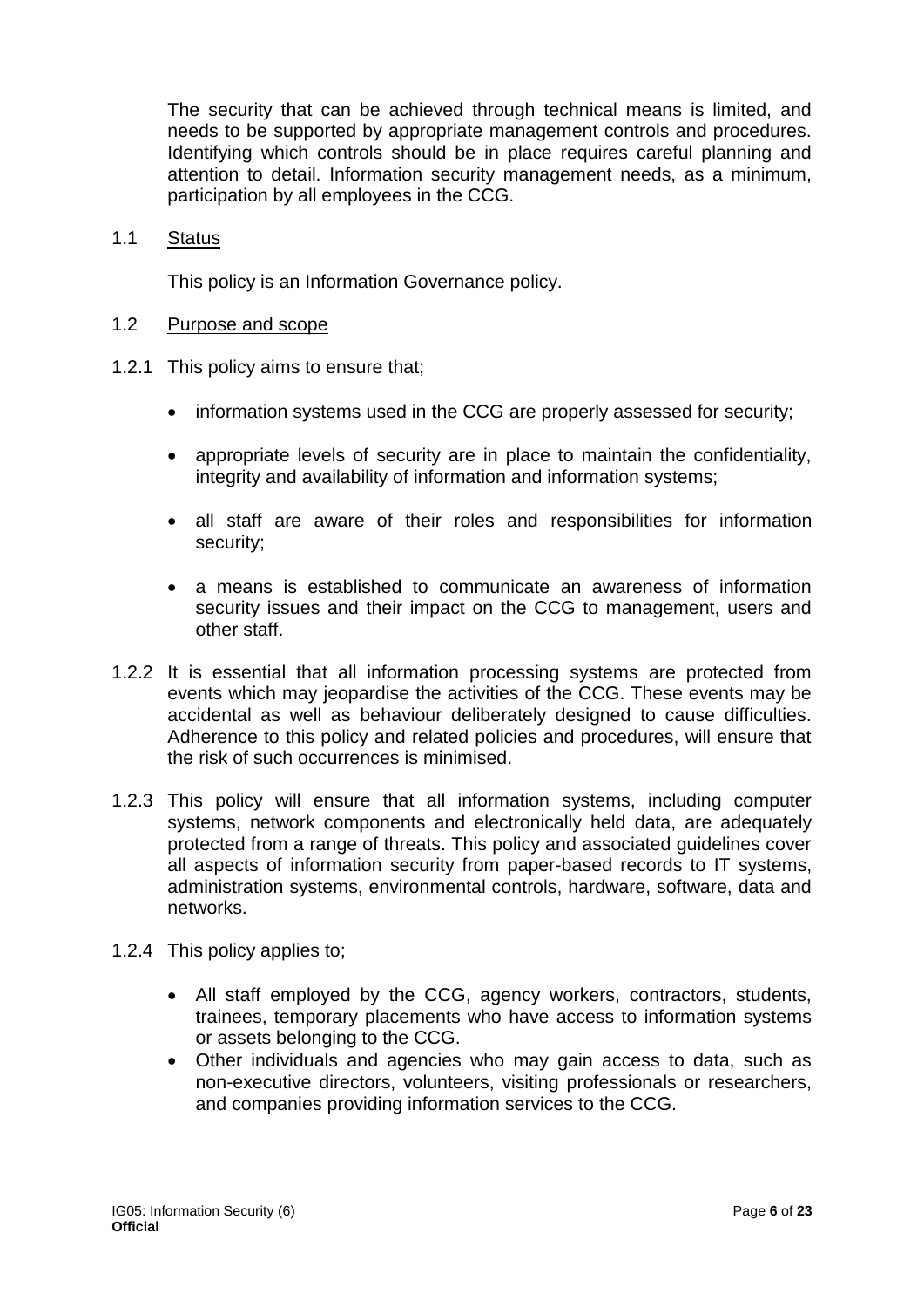The security that can be achieved through technical means is limited, and needs to be supported by appropriate management controls and procedures. Identifying which controls should be in place requires careful planning and attention to detail. Information security management needs, as a minimum, participation by all employees in the CCG.

### 1.1 Status

This policy is an Information Governance policy.

### 1.2 Purpose and scope

1.2.1 This policy aims to ensure that;

- information systems used in the CCG are properly assessed for security;
- appropriate levels of security are in place to maintain the confidentiality, integrity and availability of information and information systems;
- all staff are aware of their roles and responsibilities for information security;
- a means is established to communicate an awareness of information security issues and their impact on the CCG to management, users and other staff.

1.2.2 It is essential that all information processing systems are protected from events which may jeopardise the activities of the CCG. These events may be accidental as well as behaviour deliberately designed to cause difficulties. Adherence to this policy and related policies and procedures, will ensure that the risk of such occurrences is minimised.

1.2.3 This policy will ensure that all information systems, including computer systems, network components and electronically held data, are adequately protected from a range of threats. This policy and associated guidelines cover all aspects of information security from paper-based records to IT systems, administration systems, environmental controls, hardware, software, data and networks.

1.2.4 This policy applies to;

- All staff employed by the CCG, agency workers, contractors, students, trainees, temporary placements who have access to information systems or assets belonging to the CCG.
- Other individuals and agencies who may gain access to data, such as non-executive directors, volunteers, visiting professionals or researchers, and companies providing information services to the CCG.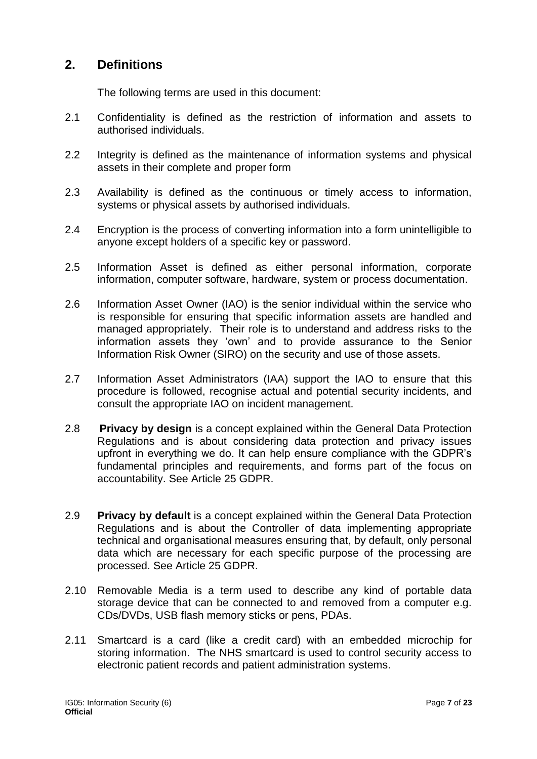## 2. Definitions

The following terms are used in this document:

2.1 Confidentiality is defined as the restriction of information and assets to authorised individuals.

2.2 Integrity is defined as the maintenance of information systems and physical assets in their complete and proper form

2.3 Availability is defined as the continuous or timely access to information, systems or physical assets by authorised individuals.

2.4 Encryption is the process of converting information into a form unintelligible to anyone except holders of a specific key or password.

2.5 Information Asset is defined as either personal information, corporate information, computer software, hardware, system or process documentation.

2.6 Information Asset Owner (IAO) is the senior individual within the service who is responsible for ensuring that specific information assets are handled and managed appropriately. Their role is to understand and address risks to the information assets they 'own' and to provide assurance to the Senior Information Risk Owner (SIRO) on the security and use of those assets.

2.7 Information Asset Administrators (IAA) support the IAO to ensure that this procedure is followed, recognise actual and potential security incidents, and consult the appropriate IAO on incident management.

2.8 **Privacy by design** is a concept explained within the General Data Protection Regulations and is about considering data protection and privacy issues upfront in everything we do. It can help ensure compliance with the GDPR's fundamental principles and requirements, and forms part of the focus on accountability. See Article 25 GDPR.

2.9 **Privacy by default** is a concept explained within the General Data Protection Regulations and is about the Controller of data implementing appropriate technical and organisational measures ensuring that, by default, only personal data which are necessary for each specific purpose of the processing are processed. See Article 25 GDPR.

2.10 Removable Media is a term used to describe any kind of portable data storage device that can be connected to and removed from a computer e.g. CDs/DVDs, USB flash memory sticks or pens, PDAs.

2.11 Smartcard is a card (like a credit card) with an embedded microchip for storing information. The NHS smartcard is used to control security access to electronic patient records and patient administration systems.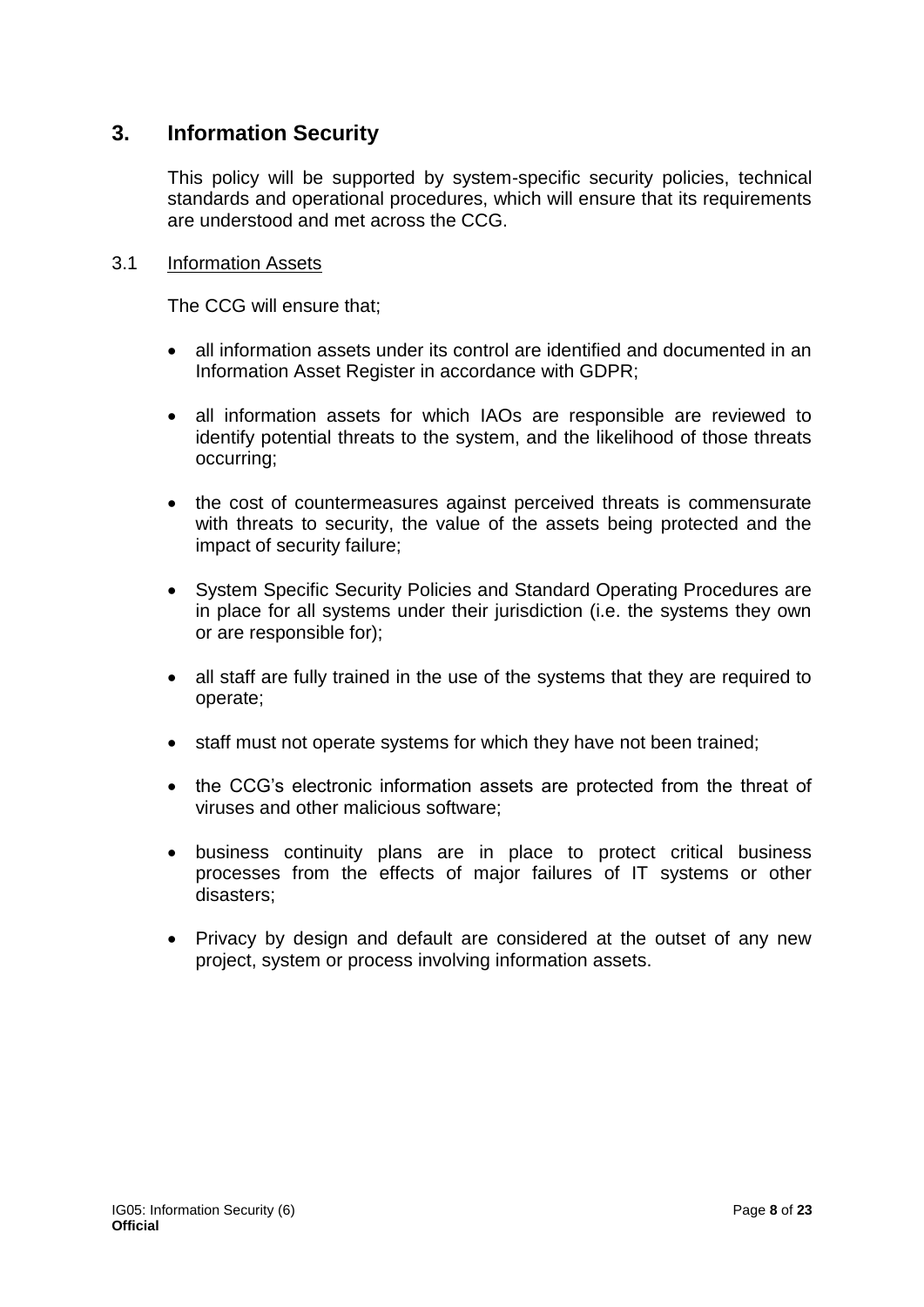# 3. Information Security

This policy will be supported by system-specific security policies, technical standards and operational procedures, which will ensure that its requirements are understood and met across the CCG.

## 3.1 Information Assets

The CCG will ensure that;

- all information assets under its control are identified and documented in an Information Asset Register in accordance with GDPR;
- all information assets for which IAOs are responsible are reviewed to identify potential threats to the system, and the likelihood of those threats occurring;
- the cost of countermeasures against perceived threats is commensurate with threats to security, the value of the assets being protected and the impact of security failure;
- System Specific Security Policies and Standard Operating Procedures are in place for all systems under their jurisdiction (i.e. the systems they own or are responsible for);
- all staff are fully trained in the use of the systems that they are required to operate;
- staff must not operate systems for which they have not been trained;
- the CCG's electronic information assets are protected from the threat of viruses and other malicious software;
- business continuity plans are in place to protect critical business processes from the effects of major failures of IT systems or other disasters;
- Privacy by design and default are considered at the outset of any new project, system or process involving information assets.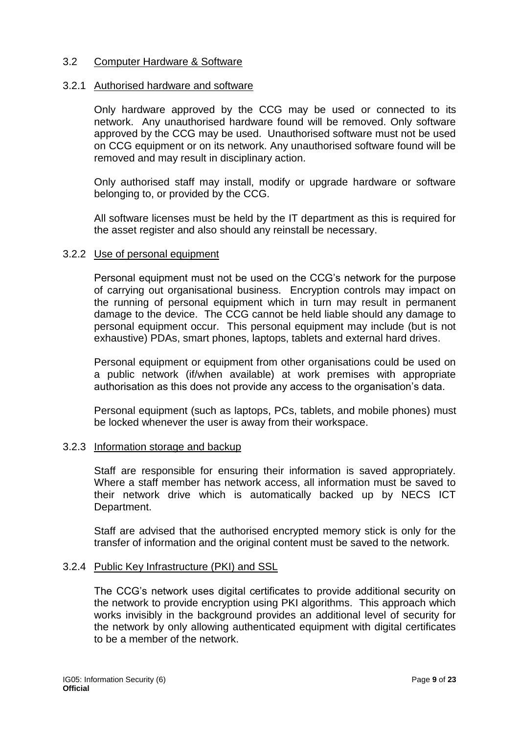## 3.2 Computer Hardware & Software

### 3.2.1 Authorised hardware and software

Only hardware approved by the CCG may be used or connected to its network. Any unauthorised hardware found will be removed. Only software approved by the CCG may be used. Unauthorised software must not be used on CCG equipment or on its network. Any unauthorised software found will be removed and may result in disciplinary action.

Only authorised staff may install, modify or upgrade hardware or software belonging to, or provided by the CCG.

All software licenses must be held by the IT department as this is required for the asset register and also should any reinstall be necessary.

### 3.2.2 Use of personal equipment

Personal equipment must not be used on the CCG's network for the purpose of carrying out organisational business. Encryption controls may impact on the running of personal equipment which in turn may result in permanent damage to the device. The CCG cannot be held liable should any damage to personal equipment occur. This personal equipment may include (but is not exhaustive) PDAs, smart phones, laptops, tablets and external hard drives.

Personal equipment or equipment from other organisations could be used on a public network (if/when available) at work premises with appropriate authorisation as this does not provide any access to the organisation's data.

Personal equipment (such as laptops, PCs, tablets, and mobile phones) must be locked whenever the user is away from their workspace.

### 3.2.3 Information storage and backup

Staff are responsible for ensuring their information is saved appropriately. Where a staff member has network access, all information must be saved to their network drive which is automatically backed up by NECS ICT Department.

Staff are advised that the authorised encrypted memory stick is only for the transfer of information and the original content must be saved to the network.

### 3.2.4 Public Key Infrastructure (PKI) and SSL

The CCG's network uses digital certificates to provide additional security on the network to provide encryption using PKI algorithms. This approach which works invisibly in the background provides an additional level of security for the network by only allowing authenticated equipment with digital certificates to be a member of the network.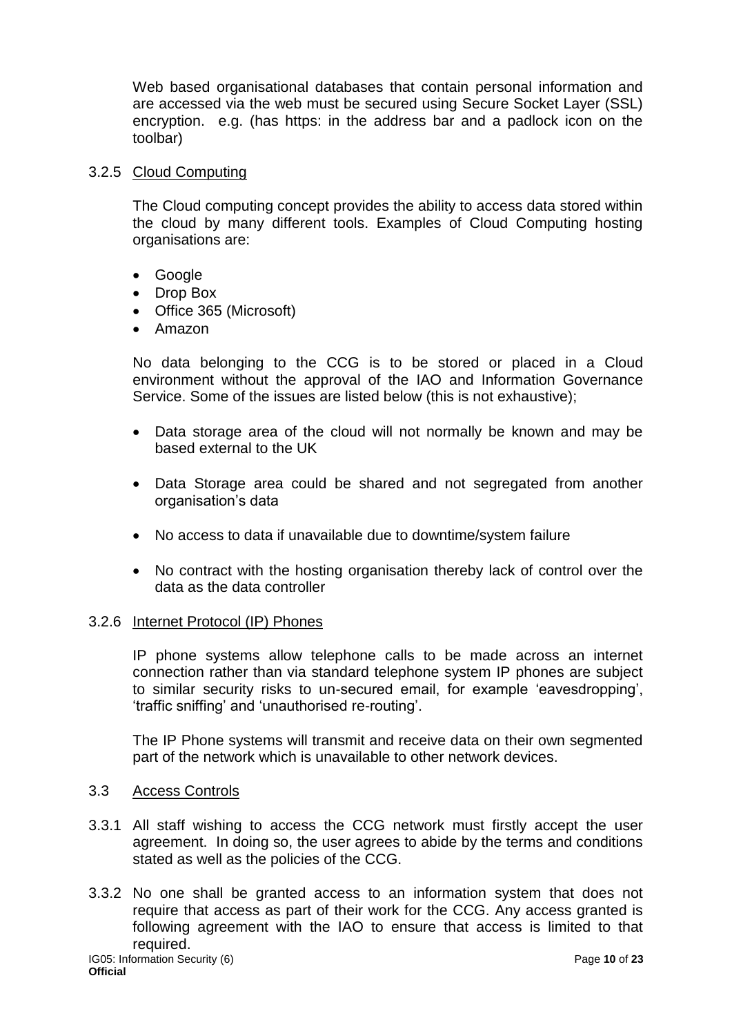Web based organisational databases that contain personal information and are accessed via the web must be secured using Secure Socket Layer (SSL) encryption. e.g. (has https: in the address bar and a padlock icon on the toolbar)

### 3.2.5 Cloud Computing

The Cloud computing concept provides the ability to access data stored within the cloud by many different tools. Examples of Cloud Computing hosting organisations are:

- Google
- Drop Box
- Office 365 (Microsoft)
- Amazon

No data belonging to the CCG is to be stored or placed in a Cloud environment without the approval of the IAO and Information Governance Service. Some of the issues are listed below (this is not exhaustive);

- Data storage area of the cloud will not normally be known and may be based external to the UK
- Data Storage area could be shared and not segregated from another organisation's data
- No access to data if unavailable due to downtime/system failure
- No contract with the hosting organisation thereby lack of control over the data as the data controller

### 3.2.6 Internet Protocol (IP) Phones

IP phone systems allow telephone calls to be made across an internet connection rather than via standard telephone system IP phones are subject to similar security risks to un-secured email, for example 'eavesdropping', 'traffic sniffing' and 'unauthorised re-routing'.

The IP Phone systems will transmit and receive data on their own segmented part of the network which is unavailable to other network devices.

## 3.3 Access Controls

3.3.1 All staff wishing to access the CCG network must firstly accept the user agreement. In doing so, the user agrees to abide by the terms and conditions stated as well as the policies of the CCG.

3.3.2 No one shall be granted access to an information system that does not require that access as part of their work for the CCG. Any access granted is following agreement with the IAO to ensure that access is limited to that required.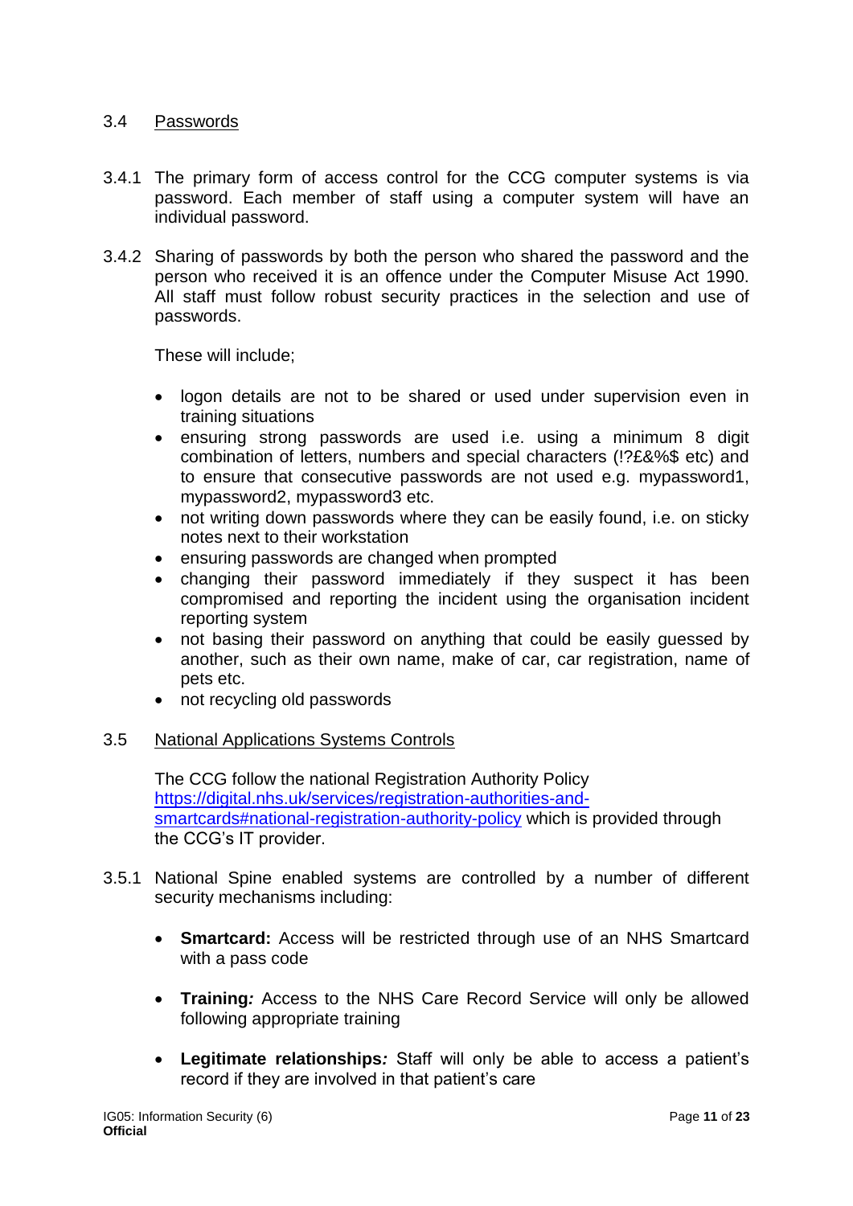## 3.4 Passwords

3.4.1 The primary form of access control for the CCG computer systems is via password. Each member of staff using a computer system will have an individual password.

3.4.2 Sharing of passwords by both the person who shared the password and the person who received it is an offence under the Computer Misuse Act 1990. All staff must follow robust security practices in the selection and use of passwords.

These will include;

- logon details are not to be shared or used under supervision even in training situations
- ensuring strong passwords are used i.e. using a minimum 8 digit combination of letters, numbers and special characters (!?£&%$ etc) and to ensure that consecutive passwords are not used e.g. mypassword1, mypassword2, mypassword3 etc.
- not writing down passwords where they can be easily found, i.e. on sticky notes next to their workstation
- ensuring passwords are changed when prompted
- changing their password immediately if they suspect it has been compromised and reporting the incident using the organisation incident reporting system
- not basing their password on anything that could be easily guessed by another, such as their own name, make of car, car registration, name of pets etc.
- not recycling old passwords

## 3.5 National Applications Systems Controls

The CCG follow the national Registration Authority Policy [https://digital.nhs.uk/services/registration-authorities-and-smartcards#national-registration-authority-policy](https://digital.nhs.uk/services/registration-authorities-and-smartcards#national-registration-authority-policy) which is provided through the CCG's IT provider.

3.5.1 National Spine enabled systems are controlled by a number of different security mechanisms including:

- **Smartcard:** Access will be restricted through use of an NHS Smartcard with a pass code
- **Training*:*** Access to the NHS Care Record Service will only be allowed following appropriate training
- **Legitimate relationships*:*** Staff will only be able to access a patient's record if they are involved in that patient's care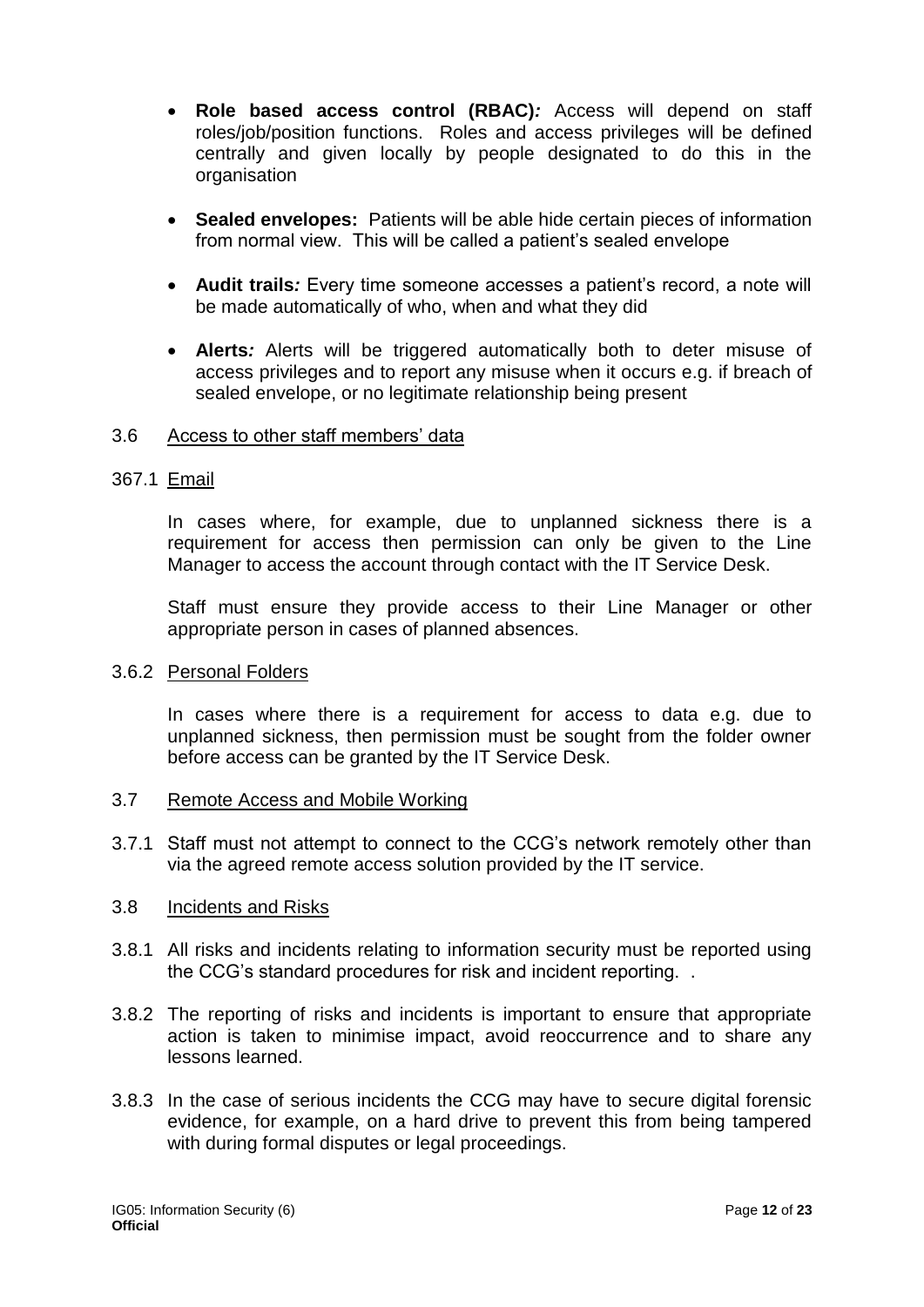- **Role based access control (RBAC)*:*** Access will depend on staff roles/job/position functions. Roles and access privileges will be defined centrally and given locally by people designated to do this in the organisation

- **Sealed envelopes:** Patients will be able hide certain pieces of information from normal view. This will be called a patient's sealed envelope

- **Audit trails*:*** Every time someone accesses a patient's record, a note will be made automatically of who, when and what they did

- **Alerts*:*** Alerts will be triggered automatically both to deter misuse of access privileges and to report any misuse when it occurs e.g. if breach of sealed envelope, or no legitimate relationship being present

3.6 <u>Access to other staff members' data</u>

367.1 <u>Email</u>

In cases where, for example, due to unplanned sickness there is a requirement for access then permission can only be given to the Line Manager to access the account through contact with the IT Service Desk.

Staff must ensure they provide access to their Line Manager or other appropriate person in cases of planned absences.

3.6.2 <u>Personal Folders</u>

In cases where there is a requirement for access to data e.g. due to unplanned sickness, then permission must be sought from the folder owner before access can be granted by the IT Service Desk.

3.7 <u>Remote Access and Mobile Working</u>

3.7.1 Staff must not attempt to connect to the CCG's network remotely other than via the agreed remote access solution provided by the IT service.

3.8 <u>Incidents and Risks</u>

3.8.1 All risks and incidents relating to information security must be reported using the CCG's standard procedures for risk and incident reporting. .

3.8.2 The reporting of risks and incidents is important to ensure that appropriate action is taken to minimise impact, avoid reoccurrence and to share any lessons learned.

3.8.3 In the case of serious incidents the CCG may have to secure digital forensic evidence, for example, on a hard drive to prevent this from being tampered with during formal disputes or legal proceedings.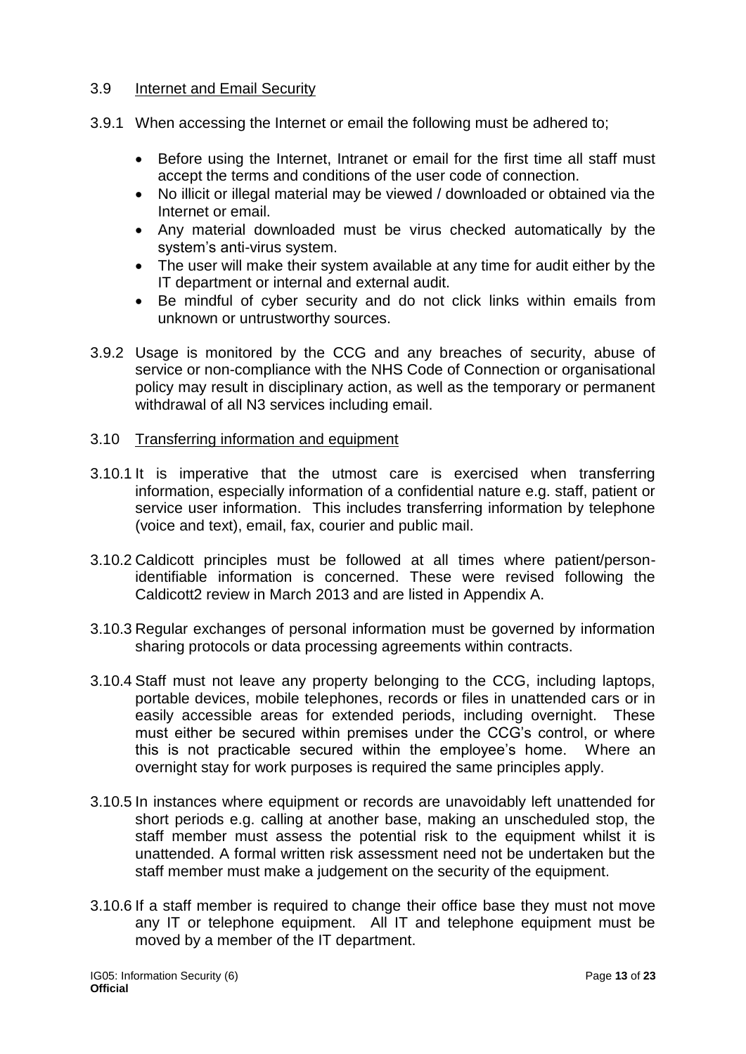## 3.9 Internet and Email Security

3.9.1 When accessing the Internet or email the following must be adhered to;

- Before using the Internet, Intranet or email for the first time all staff must accept the terms and conditions of the user code of connection.
- No illicit or illegal material may be viewed / downloaded or obtained via the Internet or email.
- Any material downloaded must be virus checked automatically by the system's anti-virus system.
- The user will make their system available at any time for audit either by the IT department or internal and external audit.
- Be mindful of cyber security and do not click links within emails from unknown or untrustworthy sources.

3.9.2 Usage is monitored by the CCG and any breaches of security, abuse of service or non-compliance with the NHS Code of Connection or organisational policy may result in disciplinary action, as well as the temporary or permanent withdrawal of all N3 services including email.

## 3.10 Transferring information and equipment

3.10.1 It is imperative that the utmost care is exercised when transferring information, especially information of a confidential nature e.g. staff, patient or service user information. This includes transferring information by telephone (voice and text), email, fax, courier and public mail.

3.10.2 Caldicott principles must be followed at all times where patient/person-identifiable information is concerned. These were revised following the Caldicott2 review in March 2013 and are listed in Appendix A.

3.10.3 Regular exchanges of personal information must be governed by information sharing protocols or data processing agreements within contracts.

3.10.4 Staff must not leave any property belonging to the CCG, including laptops, portable devices, mobile telephones, records or files in unattended cars or in easily accessible areas for extended periods, including overnight. These must either be secured within premises under the CCG's control, or where this is not practicable secured within the employee's home. Where an overnight stay for work purposes is required the same principles apply.

3.10.5 In instances where equipment or records are unavoidably left unattended for short periods e.g. calling at another base, making an unscheduled stop, the staff member must assess the potential risk to the equipment whilst it is unattended. A formal written risk assessment need not be undertaken but the staff member must make a judgement on the security of the equipment.

3.10.6 If a staff member is required to change their office base they must not move any IT or telephone equipment. All IT and telephone equipment must be moved by a member of the IT department.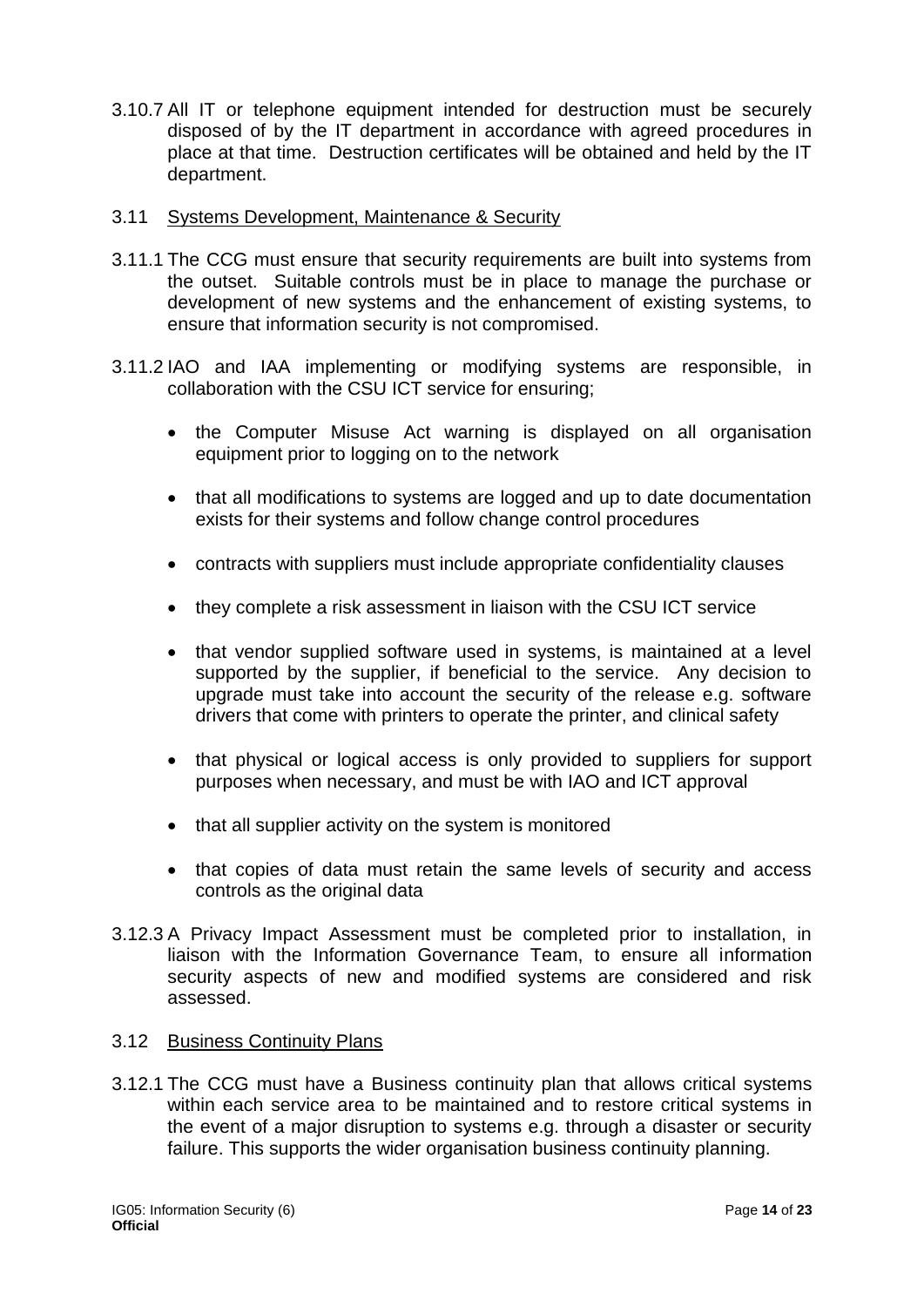3.10.7 All IT or telephone equipment intended for destruction must be securely disposed of by the IT department in accordance with agreed procedures in place at that time. Destruction certificates will be obtained and held by the IT department.

3.11 Systems Development, Maintenance & Security

3.11.1 The CCG must ensure that security requirements are built into systems from the outset. Suitable controls must be in place to manage the purchase or development of new systems and the enhancement of existing systems, to ensure that information security is not compromised.

3.11.2 IAO and IAA implementing or modifying systems are responsible, in collaboration with the CSU ICT service for ensuring;

- the Computer Misuse Act warning is displayed on all organisation equipment prior to logging on to the network
- that all modifications to systems are logged and up to date documentation exists for their systems and follow change control procedures
- contracts with suppliers must include appropriate confidentiality clauses
- they complete a risk assessment in liaison with the CSU ICT service
- that vendor supplied software used in systems, is maintained at a level supported by the supplier, if beneficial to the service. Any decision to upgrade must take into account the security of the release e.g. software drivers that come with printers to operate the printer, and clinical safety
- that physical or logical access is only provided to suppliers for support purposes when necessary, and must be with IAO and ICT approval
- that all supplier activity on the system is monitored
- that copies of data must retain the same levels of security and access controls as the original data

3.12.3 A Privacy Impact Assessment must be completed prior to installation, in liaison with the Information Governance Team, to ensure all information security aspects of new and modified systems are considered and risk assessed.

3.12 Business Continuity Plans

3.12.1 The CCG must have a Business continuity plan that allows critical systems within each service area to be maintained and to restore critical systems in the event of a major disruption to systems e.g. through a disaster or security failure. This supports the wider organisation business continuity planning.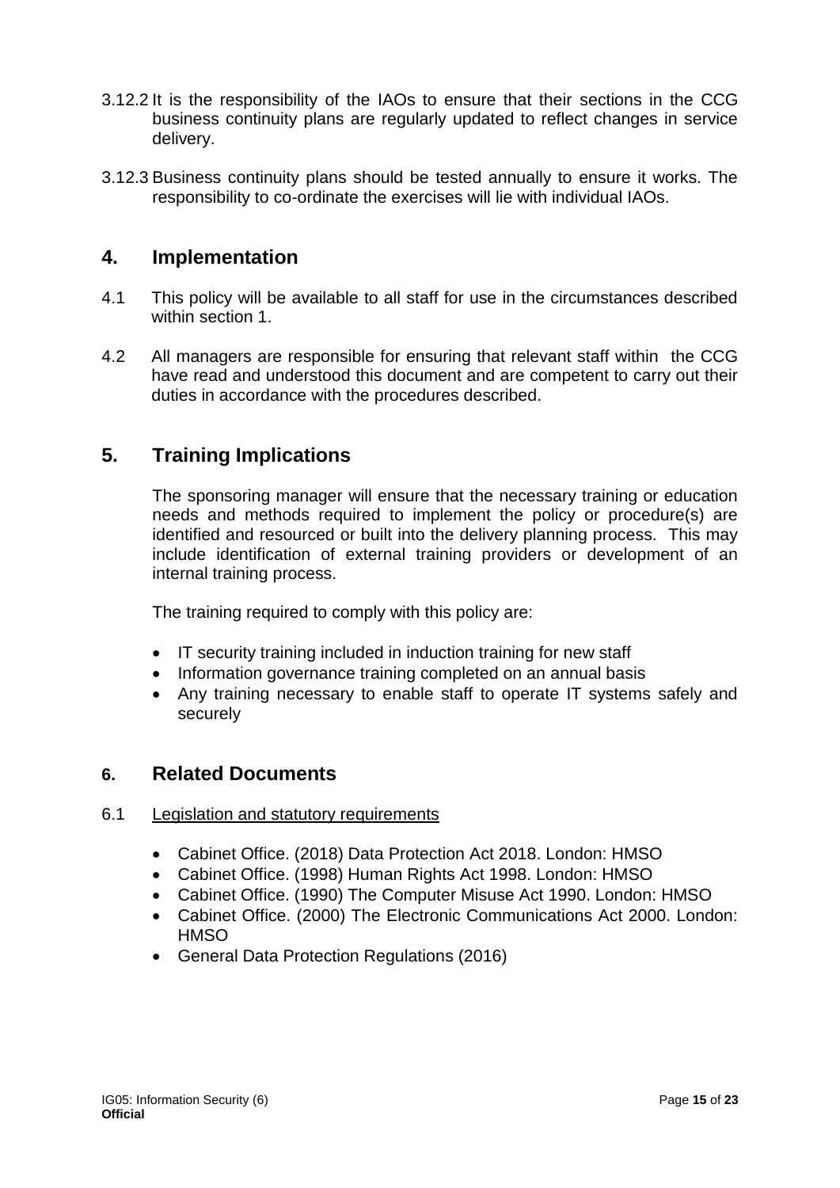3.12.2 It is the responsibility of the IAOs to ensure that their sections in the CCG business continuity plans are regularly updated to reflect changes in service delivery.

3.12.3 Business continuity plans should be tested annually to ensure it works. The responsibility to co-ordinate the exercises will lie with individual IAOs.

## 4. Implementation

4.1 This policy will be available to all staff for use in the circumstances described within section 1.

4.2 All managers are responsible for ensuring that relevant staff within the CCG have read and understood this document and are competent to carry out their duties in accordance with the procedures described.

## 5. Training Implications

The sponsoring manager will ensure that the necessary training or education needs and methods required to implement the policy or procedure(s) are identified and resourced or built into the delivery planning process. This may include identification of external training providers or development of an internal training process.

The training required to comply with this policy are:

- IT security training included in induction training for new staff
- Information governance training completed on an annual basis
- Any training necessary to enable staff to operate IT systems safely and securely

## 6. Related Documents

6.1 Legislation and statutory requirements

- Cabinet Office. (2018) Data Protection Act 2018. London: HMSO
- Cabinet Office. (1998) Human Rights Act 1998. London: HMSO
- Cabinet Office. (1990) The Computer Misuse Act 1990. London: HMSO
- Cabinet Office. (2000) The Electronic Communications Act 2000. London: HMSO
- General Data Protection Regulations (2016)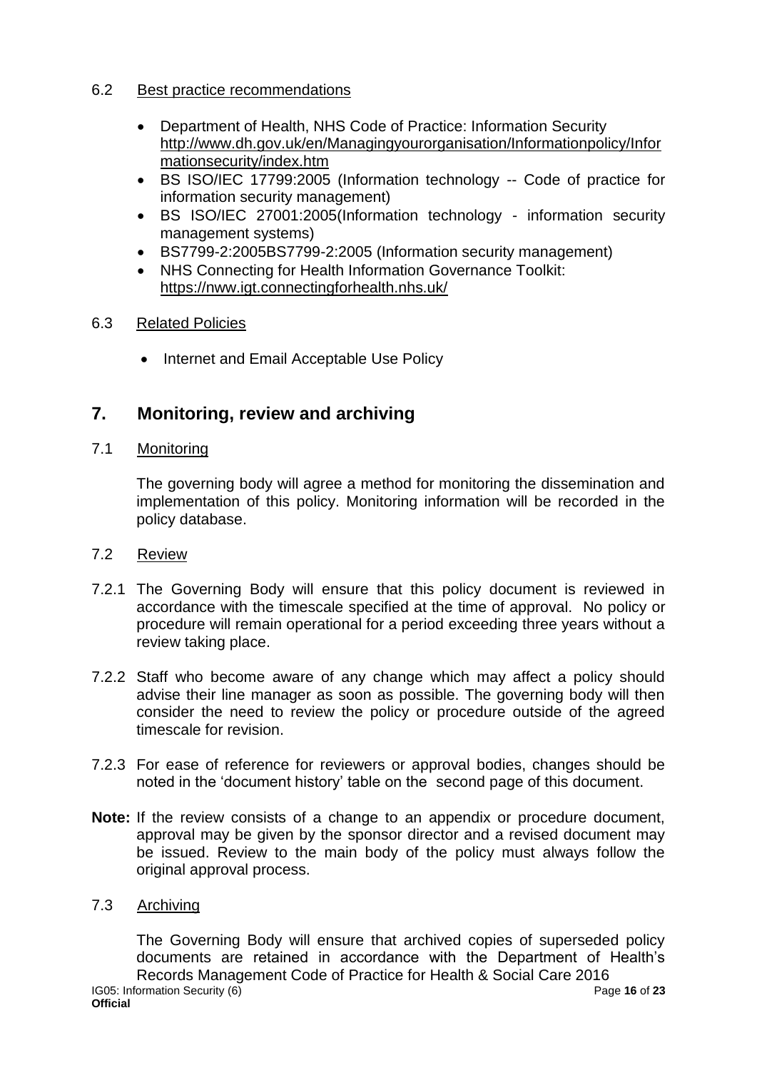### 6.2 Best practice recommendations

- Department of Health, NHS Code of Practice: Information Security http://www.dh.gov.uk/en/Managingyourorganisation/Informationpolicy/Informationsecurity/index.htm
- BS ISO/IEC 17799:2005 (Information technology -- Code of practice for information security management)
- BS ISO/IEC 27001:2005(Information technology - information security management systems)
- BS7799-2:2005BS7799-2:2005 (Information security management)
- NHS Connecting for Health Information Governance Toolkit: https://nww.igt.connectingforhealth.nhs.uk/

### 6.3 Related Policies

- Internet and Email Acceptable Use Policy

## 7. Monitoring, review and archiving

### 7.1 Monitoring

The governing body will agree a method for monitoring the dissemination and implementation of this policy. Monitoring information will be recorded in the policy database.

### 7.2 Review

7.2.1 The Governing Body will ensure that this policy document is reviewed in accordance with the timescale specified at the time of approval. No policy or procedure will remain operational for a period exceeding three years without a review taking place.

7.2.2 Staff who become aware of any change which may affect a policy should advise their line manager as soon as possible. The governing body will then consider the need to review the policy or procedure outside of the agreed timescale for revision.

7.2.3 For ease of reference for reviewers or approval bodies, changes should be noted in the 'document history' table on the second page of this document.

**Note:** If the review consists of a change to an appendix or procedure document, approval may be given by the sponsor director and a revised document may be issued. Review to the main body of the policy must always follow the original approval process.

### 7.3 Archiving

The Governing Body will ensure that archived copies of superseded policy documents are retained in accordance with the Department of Health's Records Management Code of Practice for Health & Social Care 2016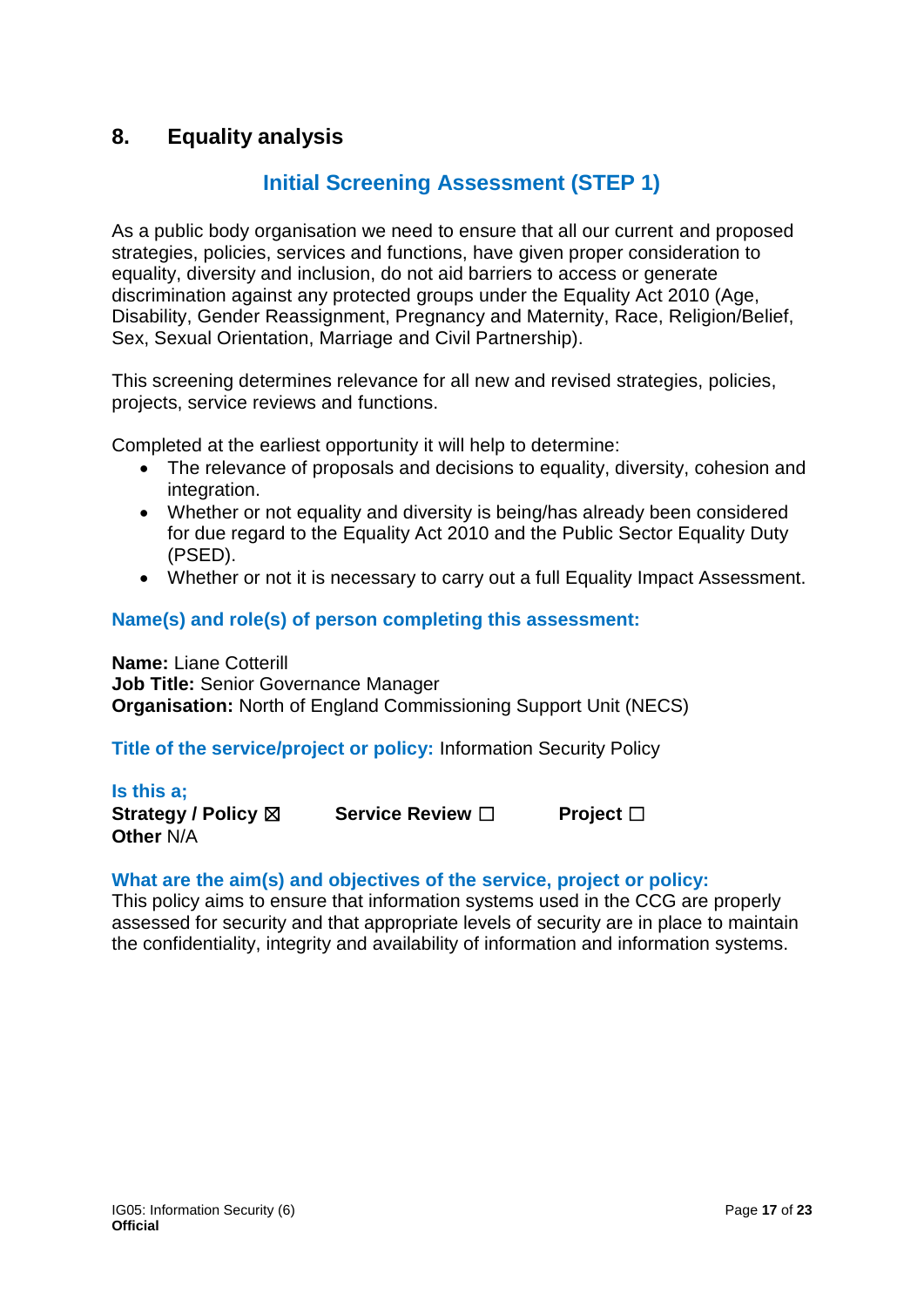## 8. Equality analysis

### Initial Screening Assessment (STEP 1)

As a public body organisation we need to ensure that all our current and proposed strategies, policies, services and functions, have given proper consideration to equality, diversity and inclusion, do not aid barriers to access or generate discrimination against any protected groups under the Equality Act 2010 (Age, Disability, Gender Reassignment, Pregnancy and Maternity, Race, Religion/Belief, Sex, Sexual Orientation, Marriage and Civil Partnership).

This screening determines relevance for all new and revised strategies, policies, projects, service reviews and functions.

Completed at the earliest opportunity it will help to determine:

- The relevance of proposals and decisions to equality, diversity, cohesion and integration.
- Whether or not equality and diversity is being/has already been considered for due regard to the Equality Act 2010 and the Public Sector Equality Duty (PSED).
- Whether or not it is necessary to carry out a full Equality Impact Assessment.

**Name(s) and role(s) of person completing this assessment:**

**Name:** Liane Cotterill
**Job Title:** Senior Governance Manager
**Organisation:** North of England Commissioning Support Unit (NECS)

**Title of the service/project or policy:** Information Security Policy

**Is this a;**
**Strategy / Policy** ☒ **Service Review** ☐ **Project** ☐
**Other** N/A

**What are the aim(s) and objectives of the service, project or policy:**
This policy aims to ensure that information systems used in the CCG are properly assessed for security and that appropriate levels of security are in place to maintain the confidentiality, integrity and availability of information and information systems.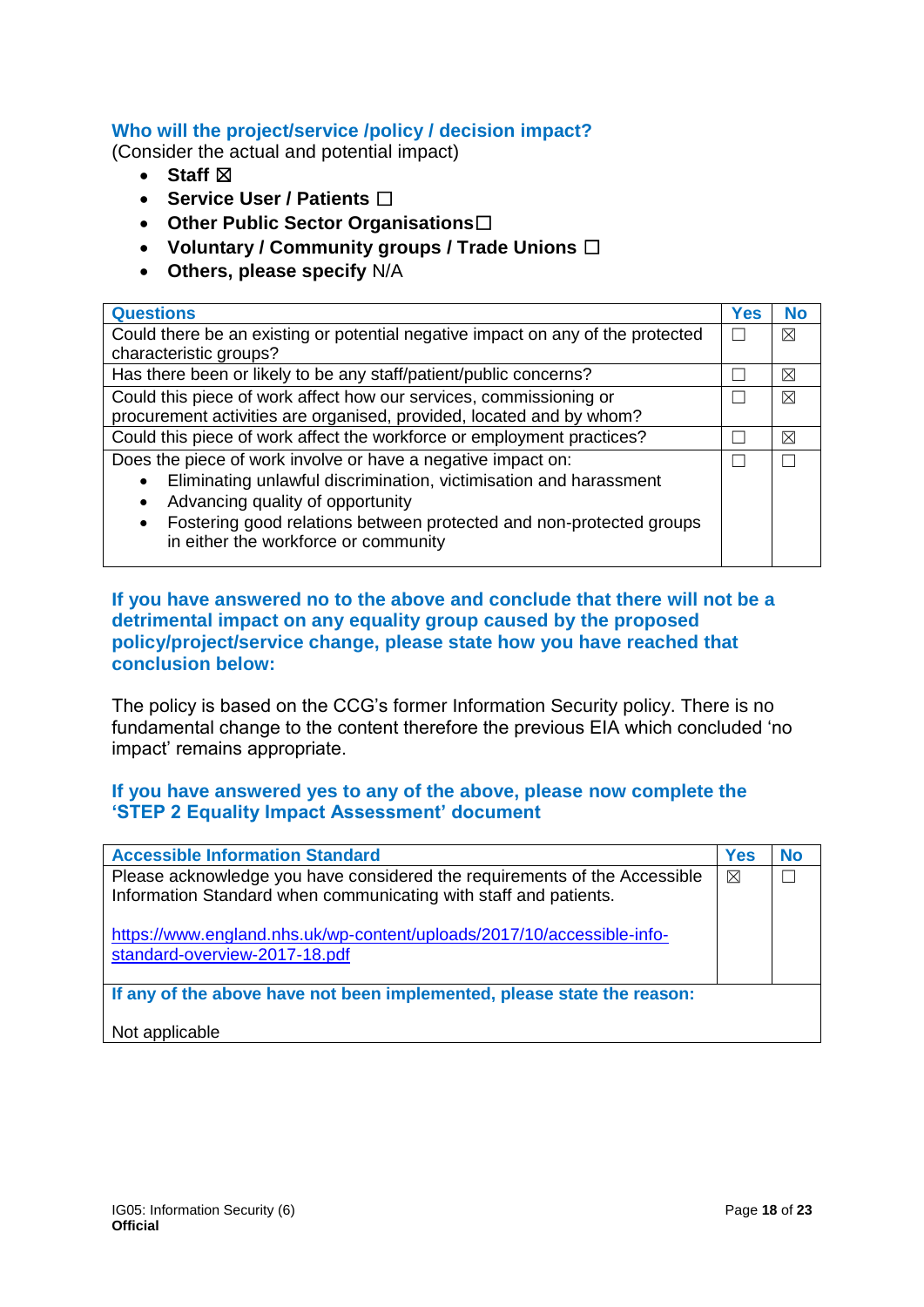### Who will the project/service /policy / decision impact?

(Consider the actual and potential impact)

- **Staff** ☒
- **Service User / Patients** ☐
- **Other Public Sector Organisations**☐
- **Voluntary / Community groups / Trade Unions** ☐
- **Others, please specify** N/A

| Questions | Yes | No |
|---|---|---|
| Could there be an existing or potential negative impact on any of the protected characteristic groups? | ☐ | ☒ |
| Has there been or likely to be any staff/patient/public concerns? | ☐ | ☒ |
| Could this piece of work affect how our services, commissioning or procurement activities are organised, provided, located and by whom? | ☐ | ☒ |
| Could this piece of work affect the workforce or employment practices? | ☐ | ☒ |
| Does the piece of work involve or have a negative impact on:<br>• Eliminating unlawful discrimination, victimisation and harassment<br>• Advancing quality of opportunity<br>• Fostering good relations between protected and non-protected groups in either the workforce or community | ☐ | ☐ |

**If you have answered no to the above and conclude that there will not be a detrimental impact on any equality group caused by the proposed policy/project/service change, please state how you have reached that conclusion below:**

The policy is based on the CCG's former Information Security policy. There is no fundamental change to the content therefore the previous EIA which concluded 'no impact' remains appropriate.

**If you have answered yes to any of the above, please now complete the 'STEP 2 Equality Impact Assessment' document**

| Accessible Information Standard | Yes | No |
|---|---|---|
| Please acknowledge you have considered the requirements of the Accessible Information Standard when communicating with staff and patients.<br><br>https://www.england.nhs.uk/wp-content/uploads/2017/10/accessible-info-standard-overview-2017-18.pdf | ☒ | ☐ |
| **If any of the above have not been implemented, please state the reason:**<br><br>Not applicable | | |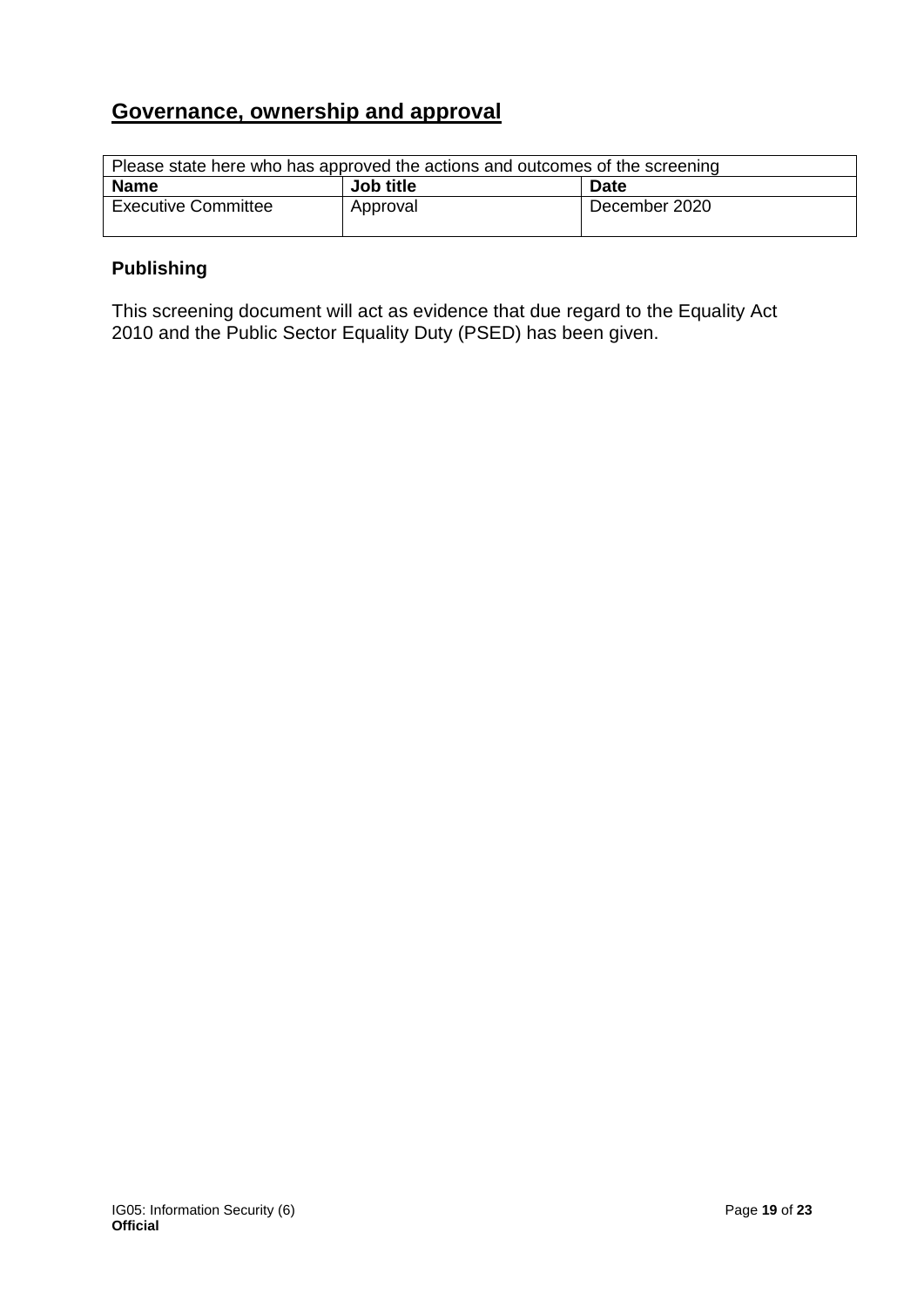## Governance, ownership and approval

| Please state here who has approved the actions and outcomes of the screening | | |
|---|---|---|
| **Name** | **Job title** | **Date** |
| Executive Committee | Approval | December 2020 |

### Publishing

This screening document will act as evidence that due regard to the Equality Act 2010 and the Public Sector Equality Duty (PSED) has been given.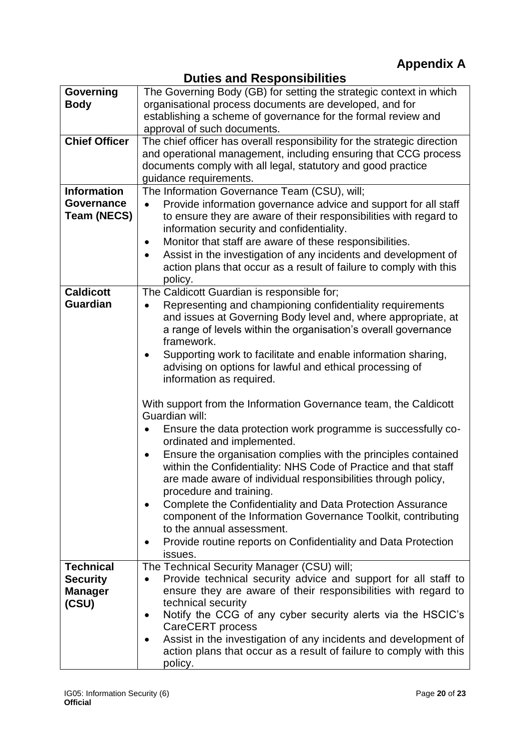# Appendix A

## Duties and Responsibilities

| | |
|---|---|
| **Governing Body** | The Governing Body (GB) for setting the strategic context in which organisational process documents are developed, and for establishing a scheme of governance for the formal review and approval of such documents. |
| **Chief Officer** | The chief officer has overall responsibility for the strategic direction and operational management, including ensuring that CCG process documents comply with all legal, statutory and good practice guidance requirements. |
| **Information Governance Team (NECS)** | The Information Governance Team (CSU), will;<br>• Provide information governance advice and support for all staff to ensure they are aware of their responsibilities with regard to information security and confidentiality.<br>• Monitor that staff are aware of these responsibilities.<br>• Assist in the investigation of any incidents and development of action plans that occur as a result of failure to comply with this policy. |
| **Caldicott Guardian** | The Caldicott Guardian is responsible for;<br>• Representing and championing confidentiality requirements and issues at Governing Body level and, where appropriate, at a range of levels within the organisation's overall governance framework.<br>• Supporting work to facilitate and enable information sharing, advising on options for lawful and ethical processing of information as required.<br><br>With support from the Information Governance team, the Caldicott Guardian will:<br>• Ensure the data protection work programme is successfully co-ordinated and implemented.<br>• Ensure the organisation complies with the principles contained within the Confidentiality: NHS Code of Practice and that staff are made aware of individual responsibilities through policy, procedure and training.<br>• Complete the Confidentiality and Data Protection Assurance component of the Information Governance Toolkit, contributing to the annual assessment.<br>• Provide routine reports on Confidentiality and Data Protection issues. |
| **Technical Security Manager (CSU)** | The Technical Security Manager (CSU) will;<br>• Provide technical security advice and support for all staff to ensure they are aware of their responsibilities with regard to technical security<br>• Notify the CCG of any cyber security alerts via the HSCIC's CareCERT process<br>• Assist in the investigation of any incidents and development of action plans that occur as a result of failure to comply with this policy. |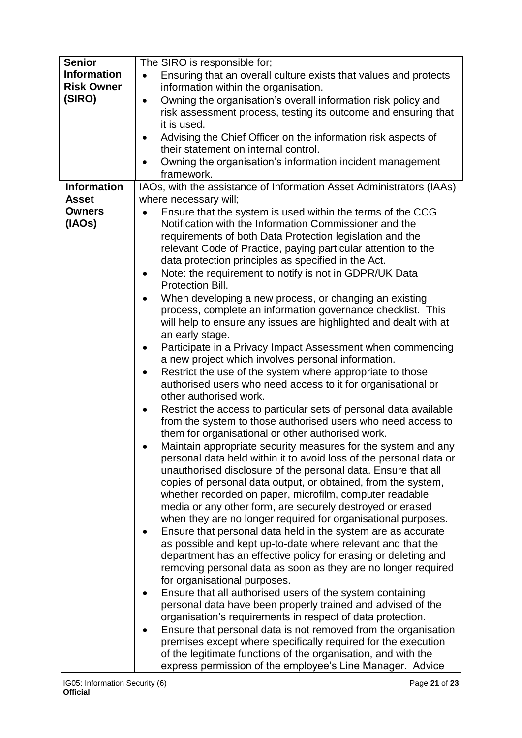| | |
|---|---|
| **Senior Information Risk Owner (SIRO)** | The SIRO is responsible for;<br>• Ensuring that an overall culture exists that values and protects information within the organisation.<br>• Owning the organisation's overall information risk policy and risk assessment process, testing its outcome and ensuring that it is used.<br>• Advising the Chief Officer on the information risk aspects of their statement on internal control.<br>• Owning the organisation's information incident management framework. |
| **Information Asset Owners (IAOs)** | IAOs, with the assistance of Information Asset Administrators (IAAs) where necessary will;<br>• Ensure that the system is used within the terms of the CCG Notification with the Information Commissioner and the requirements of both Data Protection legislation and the relevant Code of Practice, paying particular attention to the data protection principles as specified in the Act.<br>• Note: the requirement to notify is not in GDPR/UK Data Protection Bill.<br>• When developing a new process, or changing an existing process, complete an information governance checklist. This will help to ensure any issues are highlighted and dealt with at an early stage.<br>• Participate in a Privacy Impact Assessment when commencing a new project which involves personal information.<br>• Restrict the use of the system where appropriate to those authorised users who need access to it for organisational or other authorised work.<br>• Restrict the access to particular sets of personal data available from the system to those authorised users who need access to them for organisational or other authorised work.<br>• Maintain appropriate security measures for the system and any personal data held within it to avoid loss of the personal data or unauthorised disclosure of the personal data. Ensure that all copies of personal data output, or obtained, from the system, whether recorded on paper, microfilm, computer readable media or any other form, are securely destroyed or erased when they are no longer required for organisational purposes.<br>• Ensure that personal data held in the system are as accurate as possible and kept up-to-date where relevant and that the department has an effective policy for erasing or deleting and removing personal data as soon as they are no longer required for organisational purposes.<br>• Ensure that all authorised users of the system containing personal data have been properly trained and advised of the organisation's requirements in respect of data protection.<br>• Ensure that personal data is not removed from the organisation premises except where specifically required for the execution of the legitimate functions of the organisation, and with the express permission of the employee's Line Manager. Advice |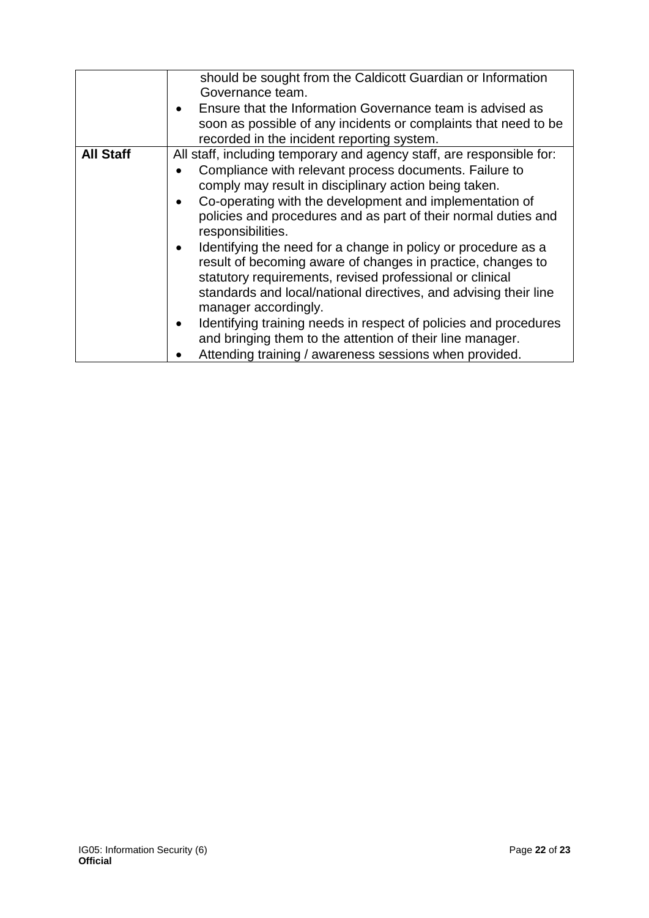| | |
|---|---|
| | should be sought from the Caldicott Guardian or Information Governance team.<br>• Ensure that the Information Governance team is advised as soon as possible of any incidents or complaints that need to be recorded in the incident reporting system. |
| **All Staff** | All staff, including temporary and agency staff, are responsible for:<br>• Compliance with relevant process documents. Failure to comply may result in disciplinary action being taken.<br>• Co-operating with the development and implementation of policies and procedures and as part of their normal duties and responsibilities.<br>• Identifying the need for a change in policy or procedure as a result of becoming aware of changes in practice, changes to statutory requirements, revised professional or clinical standards and local/national directives, and advising their line manager accordingly.<br>• Identifying training needs in respect of policies and procedures and bringing them to the attention of their line manager.<br>• Attending training / awareness sessions when provided. |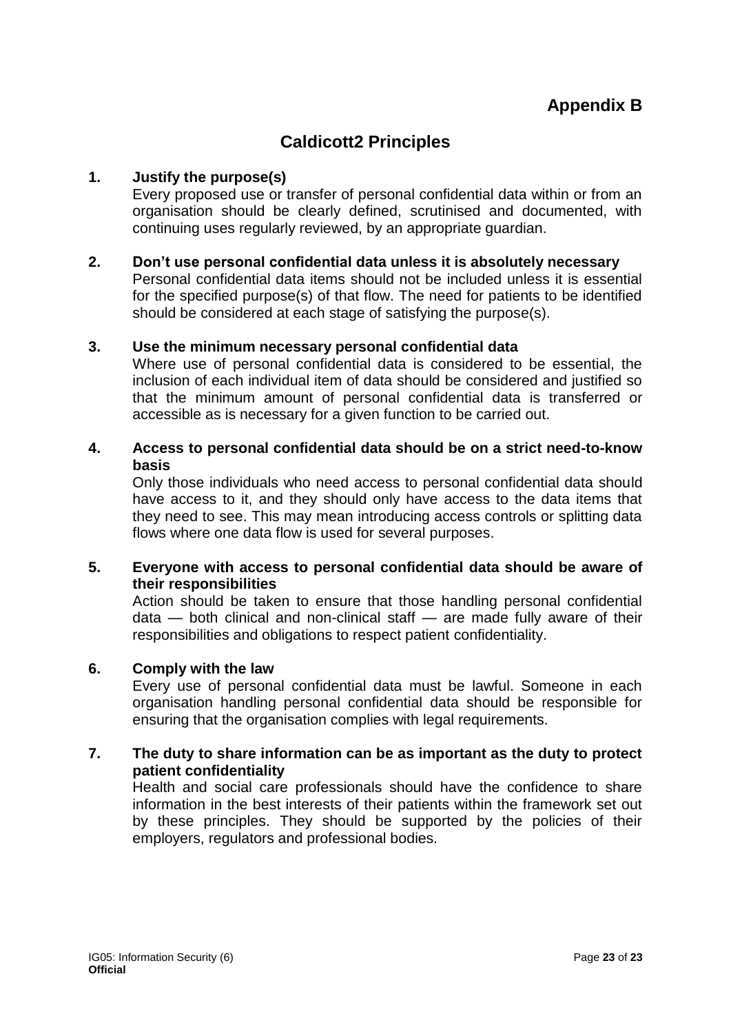# Appendix B

## Caldicott2 Principles

1. **Justify the purpose(s)**
   Every proposed use or transfer of personal confidential data within or from an organisation should be clearly defined, scrutinised and documented, with continuing uses regularly reviewed, by an appropriate guardian.

2. **Don't use personal confidential data unless it is absolutely necessary**
   Personal confidential data items should not be included unless it is essential for the specified purpose(s) of that flow. The need for patients to be identified should be considered at each stage of satisfying the purpose(s).

3. **Use the minimum necessary personal confidential data**
   Where use of personal confidential data is considered to be essential, the inclusion of each individual item of data should be considered and justified so that the minimum amount of personal confidential data is transferred or accessible as is necessary for a given function to be carried out.

4. **Access to personal confidential data should be on a strict need-to-know basis**
   Only those individuals who need access to personal confidential data should have access to it, and they should only have access to the data items that they need to see. This may mean introducing access controls or splitting data flows where one data flow is used for several purposes.

5. **Everyone with access to personal confidential data should be aware of their responsibilities**
   Action should be taken to ensure that those handling personal confidential data — both clinical and non-clinical staff — are made fully aware of their responsibilities and obligations to respect patient confidentiality.

6. **Comply with the law**
   Every use of personal confidential data must be lawful. Someone in each organisation handling personal confidential data should be responsible for ensuring that the organisation complies with legal requirements.

7. **The duty to share information can be as important as the duty to protect patient confidentiality**
   Health and social care professionals should have the confidence to share information in the best interests of their patients within the framework set out by these principles. They should be supported by the policies of their employers, regulators and professional bodies.